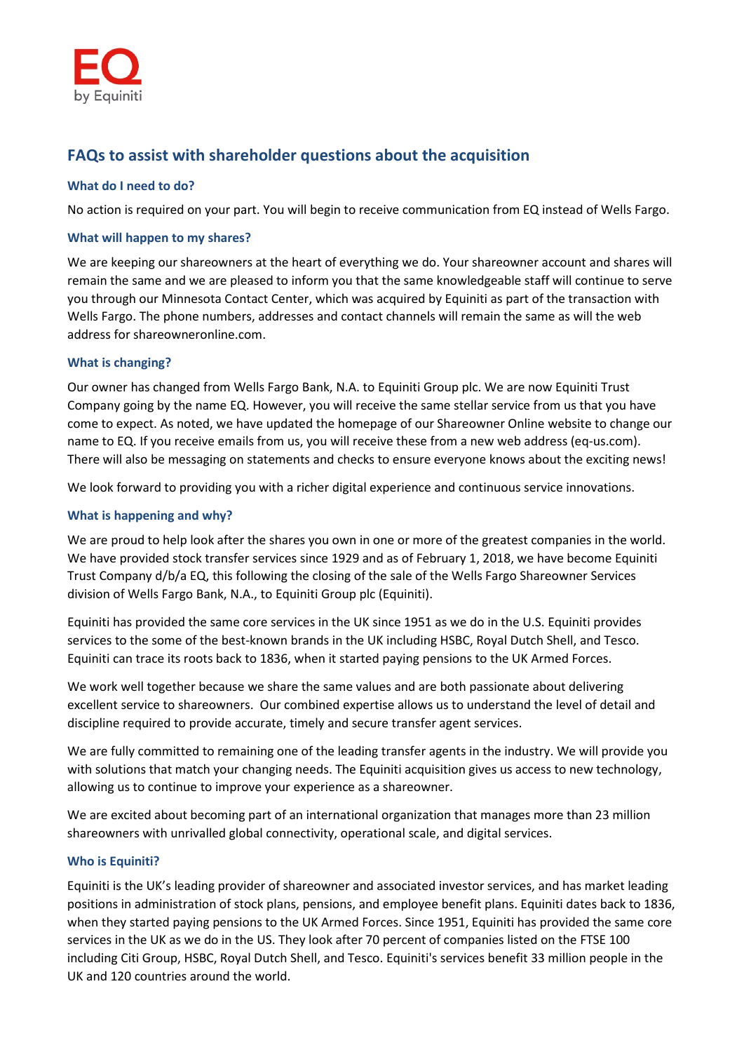EQ

by Equiniti

## FAQs to assist with shareholder questions about the acquisition

### What do I need to do?

No action is required on your part. You will begin to receive communication from EQ instead of Wells Fargo.

### What will happen to my shares?

We are keeping our shareowners at the heart of everything we do. Your shareowner account and shares will remain the same and we are pleased to inform you that the same knowledgeable staff will continue to serve you through our Minnesota Contact Center, which was acquired by Equiniti as part of the transaction with Wells Fargo. The phone numbers, addresses and contact channels will remain the same as will the web address for shareowneronline.com.

### What is changing?

Our owner has changed from Wells Fargo Bank, N.A. to Equiniti Group plc. We are now Equiniti Trust Company going by the name EQ. However, you will receive the same stellar service from us that you have come to expect. As noted, we have updated the homepage of our Shareowner Online website to change our name to EQ. If you receive emails from us, you will receive these from a new web address (eq-us.com). There will also be messaging on statements and checks to ensure everyone knows about the exciting news!

We look forward to providing you with a richer digital experience and continuous service innovations.

### What is happening and why?

We are proud to help look after the shares you own in one or more of the greatest companies in the world. We have provided stock transfer services since 1929 and as of February 1, 2018, we have become Equiniti Trust Company d/b/a EQ, this following the closing of the sale of the Wells Fargo Shareowner Services division of Wells Fargo Bank, N.A., to Equiniti Group plc (Equiniti).

Equiniti has provided the same core services in the UK since 1951 as we do in the U.S. Equiniti provides services to the some of the best-known brands in the UK including HSBC, Royal Dutch Shell, and Tesco. Equiniti can trace its roots back to 1836, when it started paying pensions to the UK Armed Forces.

We work well together because we share the same values and are both passionate about delivering excellent service to shareowners. Our combined expertise allows us to understand the level of detail and discipline required to provide accurate, timely and secure transfer agent services.

We are fully committed to remaining one of the leading transfer agents in the industry. We will provide you with solutions that match your changing needs. The Equiniti acquisition gives us access to new technology, allowing us to continue to improve your experience as a shareowner.

We are excited about becoming part of an international organization that manages more than 23 million shareowners with unrivalled global connectivity, operational scale, and digital services.

### Who is Equiniti?

Equiniti is the UK's leading provider of shareowner and associated investor services, and has market leading positions in administration of stock plans, pensions, and employee benefit plans. Equiniti dates back to 1836, when they started paying pensions to the UK Armed Forces. Since 1951, Equiniti has provided the same core services in the UK as we do in the US. They look after 70 percent of companies listed on the FTSE 100 including Citi Group, HSBC, Royal Dutch Shell, and Tesco. Equiniti's services benefit 33 million people in the UK and 120 countries around the world.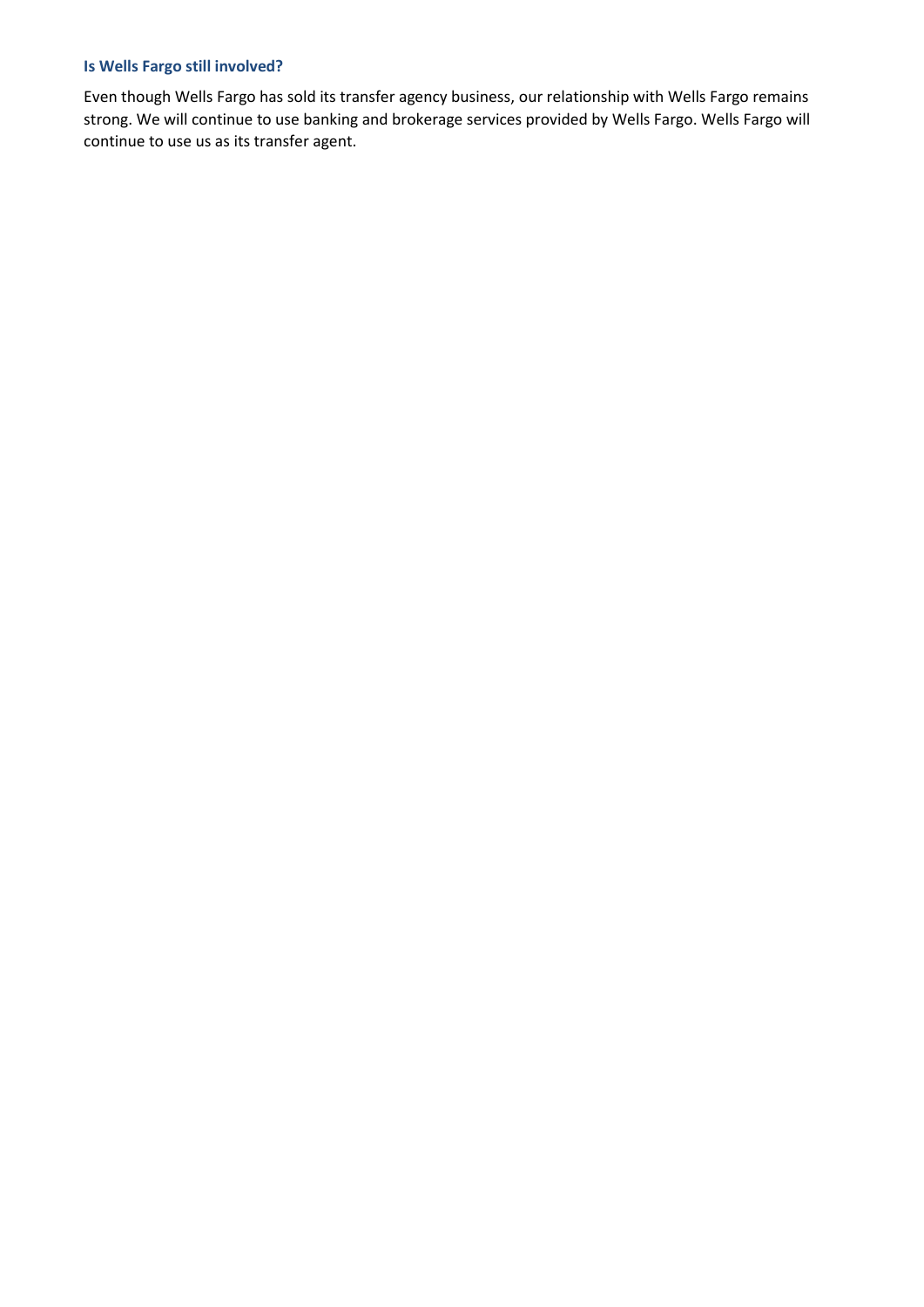### Is Wells Fargo still involved?

Even though Wells Fargo has sold its transfer agency business, our relationship with Wells Fargo remains strong. We will continue to use banking and brokerage services provided by Wells Fargo. Wells Fargo will continue to use us as its transfer agent.